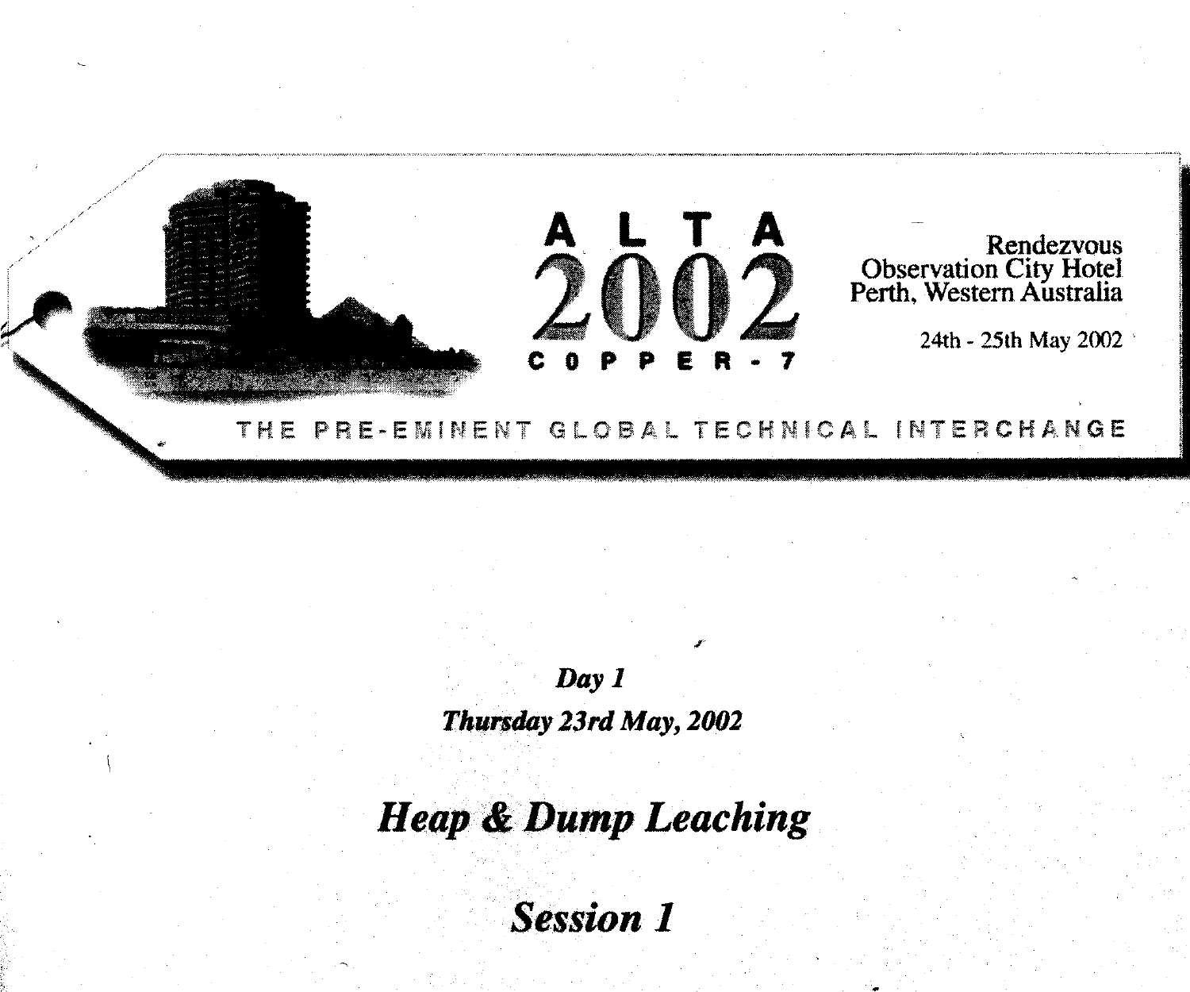# ALTA 2002

## COPPER - 7

Rendezvous
Observation City Hotel
Perth, Western Australia

24th - 25th May 2002

THE PRE-EMINENT GLOBAL TECHNICAL INTERCHANGE

*Day 1*

*Thursday 23rd May, 2002*

## *Heap & Dump Leaching*

## *Session 1*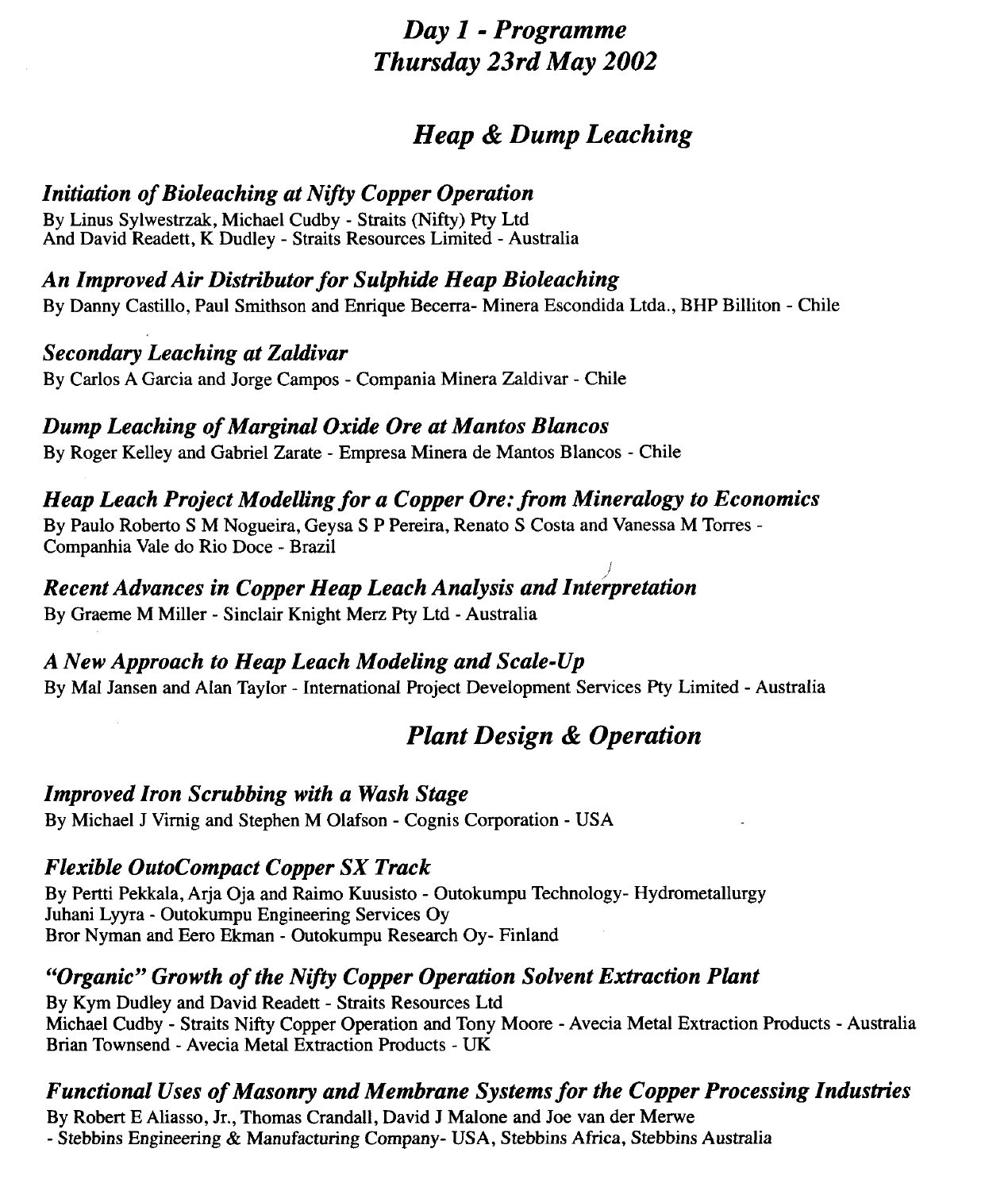# *Day 1 - Programme*
# *Thursday 23rd May 2002*

## *Heap & Dump Leaching*

### *Initiation of Bioleaching at Nifty Copper Operation*

By Linus Sylwestrzak, Michael Cudby - Straits (Nifty) Pty Ltd
And David Readett, K Dudley - Straits Resources Limited - Australia

### *An Improved Air Distributor for Sulphide Heap Bioleaching*

By Danny Castillo, Paul Smithson and Enrique Becerra- Minera Escondida Ltda., BHP Billiton - Chile

### *Secondary Leaching at Zaldivar*

By Carlos A Garcia and Jorge Campos - Compania Minera Zaldivar - Chile

### *Dump Leaching of Marginal Oxide Ore at Mantos Blancos*

By Roger Kelley and Gabriel Zarate - Empresa Minera de Mantos Blancos - Chile

### *Heap Leach Project Modelling for a Copper Ore: from Mineralogy to Economics*

By Paulo Roberto S M Nogueira, Geysa S P Pereira, Renato S Costa and Vanessa M Torres - Companhia Vale do Rio Doce - Brazil

### *Recent Advances in Copper Heap Leach Analysis and Interpretation*

By Graeme M Miller - Sinclair Knight Merz Pty Ltd - Australia

### *A New Approach to Heap Leach Modeling and Scale-Up*

By Mal Jansen and Alan Taylor - International Project Development Services Pty Limited - Australia

## *Plant Design & Operation*

### *Improved Iron Scrubbing with a Wash Stage*

By Michael J Virnig and Stephen M Olafson - Cognis Corporation - USA

### *Flexible OutoCompact Copper SX Track*

By Pertti Pekkala, Arja Oja and Raimo Kuusisto - Outokumpu Technology- Hydrometallurgy
Juhani Lyyra - Outokumpu Engineering Services Oy
Bror Nyman and Eero Ekman - Outokumpu Research Oy- Finland

### *"Organic" Growth of the Nifty Copper Operation Solvent Extraction Plant*

By Kym Dudley and David Readett - Straits Resources Ltd
Michael Cudby - Straits Nifty Copper Operation and Tony Moore - Avecia Metal Extraction Products - Australia
Brian Townsend - Avecia Metal Extraction Products - UK

### *Functional Uses of Masonry and Membrane Systems for the Copper Processing Industries*

By Robert E Aliasso, Jr., Thomas Crandall, David J Malone and Joe van der Merwe
- Stebbins Engineering & Manufacturing Company- USA, Stebbins Africa, Stebbins Australia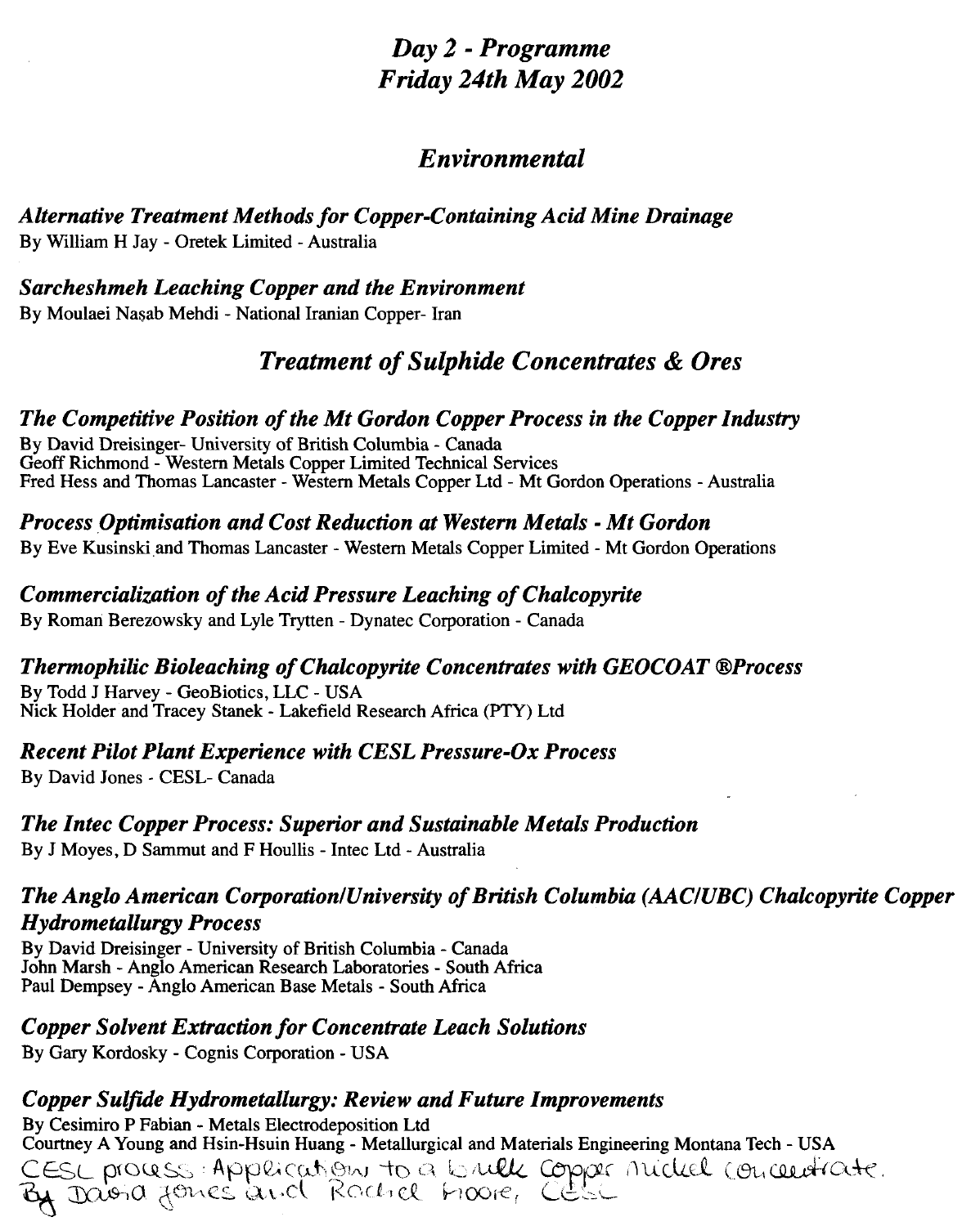# *Day 2 - Programme*
# *Friday 24th May 2002*

## *Environmental*

***Alternative Treatment Methods for Copper-Containing Acid Mine Drainage***
By William H Jay - Oretek Limited - Australia

***Sarcheshmeh Leaching Copper and the Environment***
By Moulaei Nasab Mehdi - National Iranian Copper- Iran

## *Treatment of Sulphide Concentrates & Ores*

***The Competitive Position of the Mt Gordon Copper Process in the Copper Industry***
By David Dreisinger- University of British Columbia - Canada
Geoff Richmond - Western Metals Copper Limited Technical Services
Fred Hess and Thomas Lancaster - Western Metals Copper Ltd - Mt Gordon Operations - Australia

***Process Optimisation and Cost Reduction at Western Metals - Mt Gordon***
By Eve Kusinski and Thomas Lancaster - Western Metals Copper Limited - Mt Gordon Operations

***Commercialization of the Acid Pressure Leaching of Chalcopyrite***
By Roman Berezowsky and Lyle Trytten - Dynatec Corporation - Canada

***Thermophilic Bioleaching of Chalcopyrite Concentrates with GEOCOAT ®Process***
By Todd J Harvey - GeoBiotics, LLC - USA
Nick Holder and Tracey Stanek - Lakefield Research Africa (PTY) Ltd

***Recent Pilot Plant Experience with CESL Pressure-Ox Process***
By David Jones - CESL- Canada

***The Intec Copper Process: Superior and Sustainable Metals Production***
By J Moyes, D Sammut and F Houllis - Intec Ltd - Australia

***The Anglo American Corporation/University of British Columbia (AAC/UBC) Chalcopyrite Copper Hydrometallurgy Process***
By David Dreisinger - University of British Columbia - Canada
John Marsh - Anglo American Research Laboratories - South Africa
Paul Dempsey - Anglo American Base Metals - South Africa

***Copper Solvent Extraction for Concentrate Leach Solutions***
By Gary Kordosky - Cognis Corporation - USA

***Copper Sulfide Hydrometallurgy: Review and Future Improvements***
By Cesimiro P Fabian - Metals Electrodeposition Ltd
Courtney A Young and Hsin-Hsuin Huang - Metallurgical and Materials Engineering Montana Tech - USA

CESL process: Application to a bulk copper nickel concentrate.
By David Jones and Rachel Moore, CESL